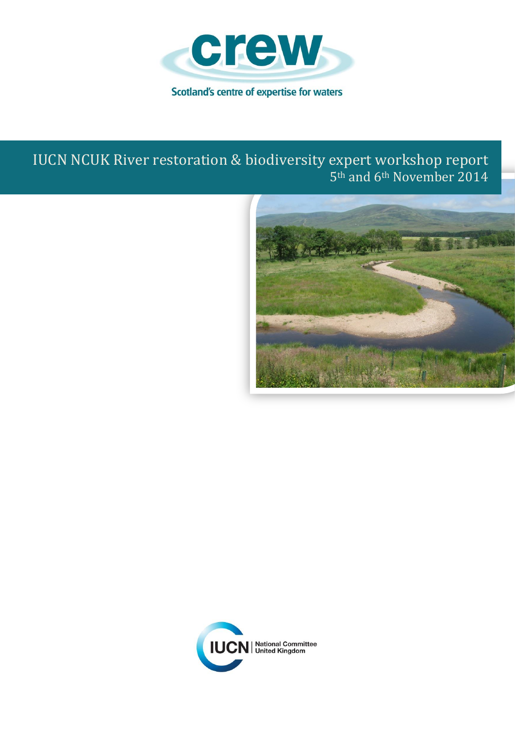crew

Scotland's centre of expertise for waters

# IUCN NCUK River restoration & biodiversity expert workshop report

5th and 6th November 2014

IUCN | National Committee United Kingdom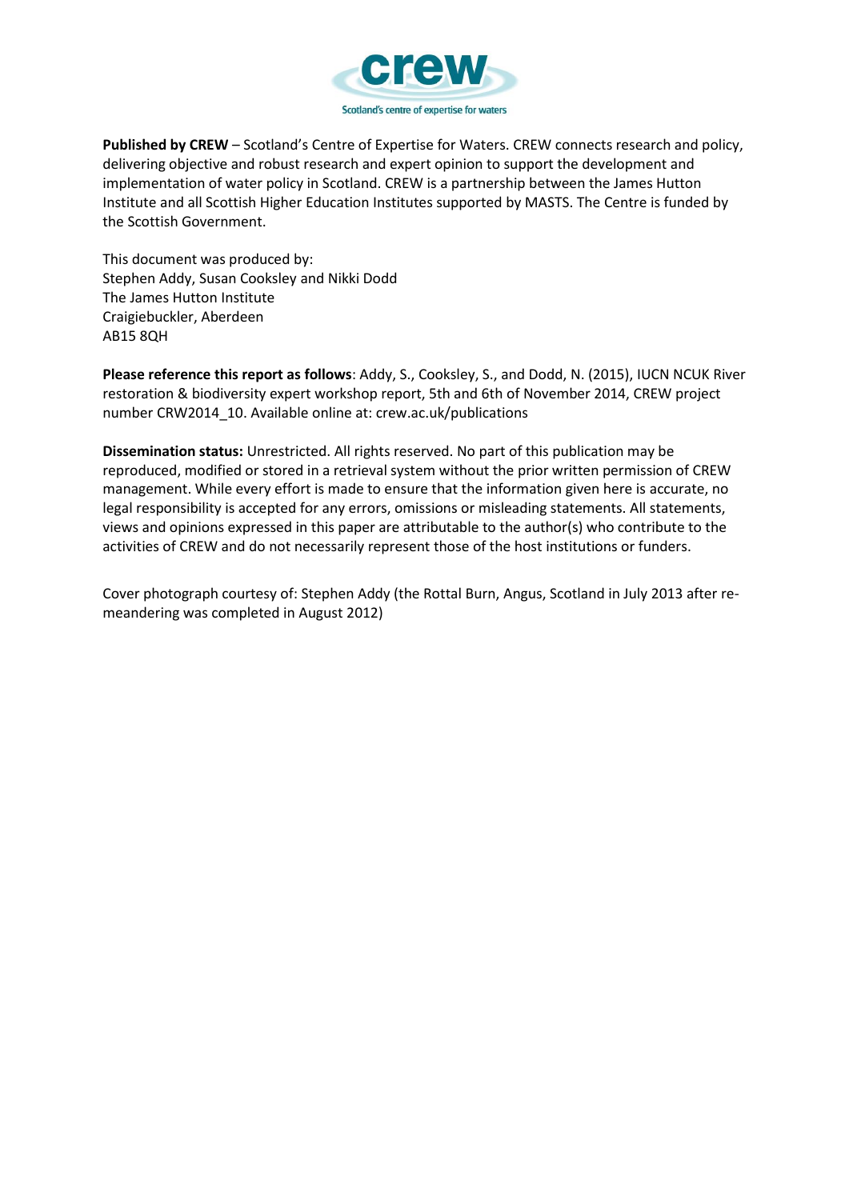**Published by CREW** – Scotland's Centre of Expertise for Waters. CREW connects research and policy, delivering objective and robust research and expert opinion to support the development and implementation of water policy in Scotland. CREW is a partnership between the James Hutton Institute and all Scottish Higher Education Institutes supported by MASTS. The Centre is funded by the Scottish Government.

This document was produced by:
Stephen Addy, Susan Cooksley and Nikki Dodd
The James Hutton Institute
Craigiebuckler, Aberdeen
AB15 8QH

**Please reference this report as follows**: Addy, S., Cooksley, S., and Dodd, N. (2015), IUCN NCUK River restoration & biodiversity expert workshop report, 5th and 6th of November 2014, CREW project number CRW2014_10. Available online at: crew.ac.uk/publications

**Dissemination status:** Unrestricted. All rights reserved. No part of this publication may be reproduced, modified or stored in a retrieval system without the prior written permission of CREW management. While every effort is made to ensure that the information given here is accurate, no legal responsibility is accepted for any errors, omissions or misleading statements. All statements, views and opinions expressed in this paper are attributable to the author(s) who contribute to the activities of CREW and do not necessarily represent those of the host institutions or funders.

Cover photograph courtesy of: Stephen Addy (the Rottal Burn, Angus, Scotland in July 2013 after re-meandering was completed in August 2012)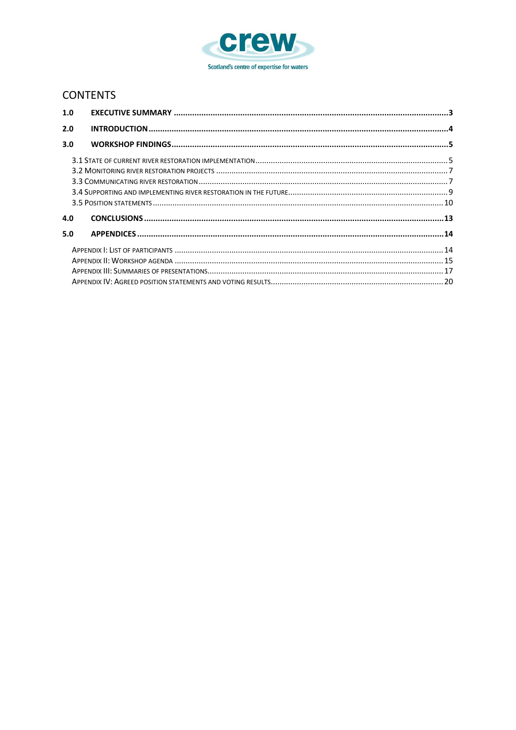## CONTENTS

| | | |
|---|---|---|
| **1.0** | **EXECUTIVE SUMMARY** | **3** |
| **2.0** | **INTRODUCTION** | **4** |
| **3.0** | **WORKSHOP FINDINGS** | **5** |
| | 3.1 State of current river restoration implementation | 5 |
| | 3.2 Monitoring river restoration projects | 7 |
| | 3.3 Communicating river restoration | 7 |
| | 3.4 Supporting and implementing river restoration in the future | 9 |
| | 3.5 Position statements | 10 |
| **4.0** | **CONCLUSIONS** | **13** |
| **5.0** | **APPENDICES** | **14** |
| | Appendix I: List of participants | 14 |
| | Appendix II: Workshop agenda | 15 |
| | Appendix III: Summaries of presentations | 17 |
| | Appendix IV: Agreed position statements and voting results | 20 |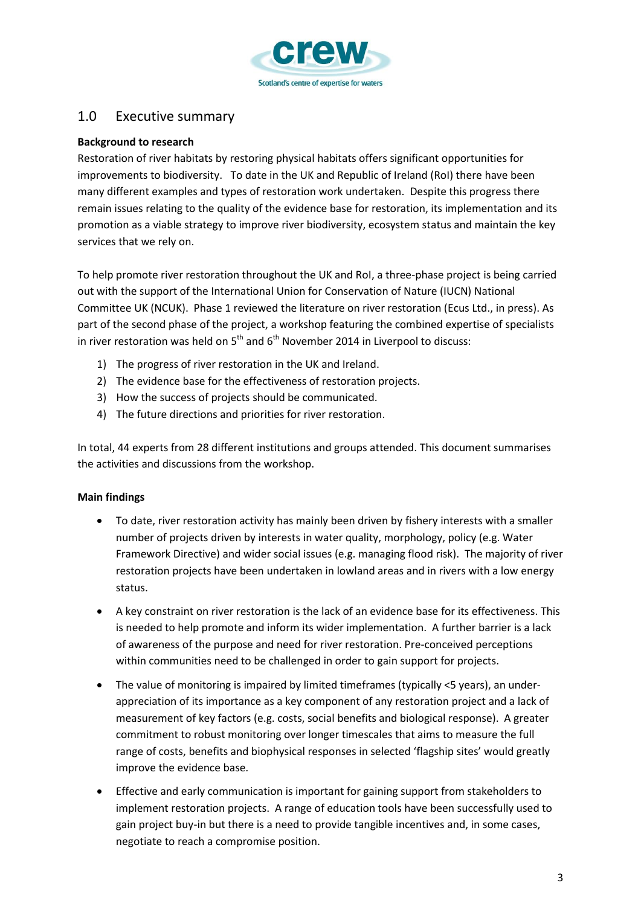## 1.0 Executive summary

**Background to research**

Restoration of river habitats by restoring physical habitats offers significant opportunities for improvements to biodiversity. To date in the UK and Republic of Ireland (RoI) there have been many different examples and types of restoration work undertaken. Despite this progress there remain issues relating to the quality of the evidence base for restoration, its implementation and its promotion as a viable strategy to improve river biodiversity, ecosystem status and maintain the key services that we rely on.

To help promote river restoration throughout the UK and RoI, a three-phase project is being carried out with the support of the International Union for Conservation of Nature (IUCN) National Committee UK (NCUK). Phase 1 reviewed the literature on river restoration (Ecus Ltd., in press). As part of the second phase of the project, a workshop featuring the combined expertise of specialists in river restoration was held on 5th and 6th November 2014 in Liverpool to discuss:

1) The progress of river restoration in the UK and Ireland.
2) The evidence base for the effectiveness of restoration projects.
3) How the success of projects should be communicated.
4) The future directions and priorities for river restoration.

In total, 44 experts from 28 different institutions and groups attended. This document summarises the activities and discussions from the workshop.

**Main findings**

- To date, river restoration activity has mainly been driven by fishery interests with a smaller number of projects driven by interests in water quality, morphology, policy (e.g. Water Framework Directive) and wider social issues (e.g. managing flood risk). The majority of river restoration projects have been undertaken in lowland areas and in rivers with a low energy status.

- A key constraint on river restoration is the lack of an evidence base for its effectiveness. This is needed to help promote and inform its wider implementation. A further barrier is a lack of awareness of the purpose and need for river restoration. Pre-conceived perceptions within communities need to be challenged in order to gain support for projects.

- The value of monitoring is impaired by limited timeframes (typically <5 years), an under-appreciation of its importance as a key component of any restoration project and a lack of measurement of key factors (e.g. costs, social benefits and biological response). A greater commitment to robust monitoring over longer timescales that aims to measure the full range of costs, benefits and biophysical responses in selected 'flagship sites' would greatly improve the evidence base.

- Effective and early communication is important for gaining support from stakeholders to implement restoration projects. A range of education tools have been successfully used to gain project buy-in but there is a need to provide tangible incentives and, in some cases, negotiate to reach a compromise position.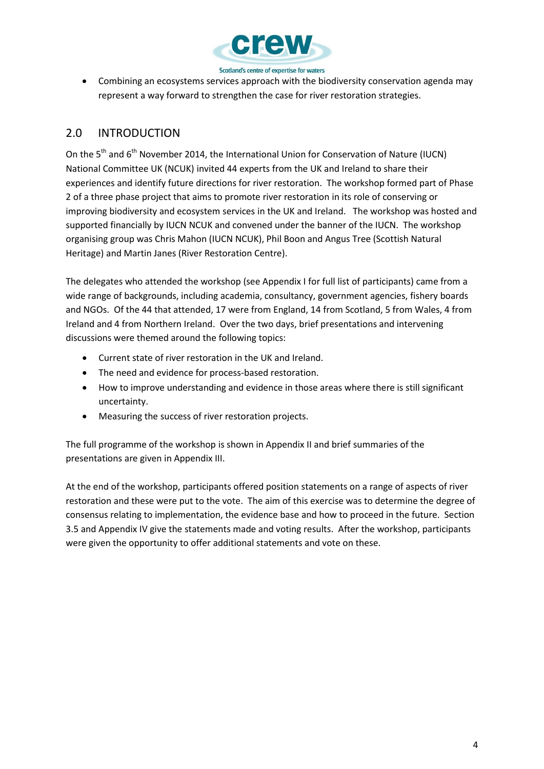- Combining an ecosystems services approach with the biodiversity conservation agenda may represent a way forward to strengthen the case for river restoration strategies.

## 2.0 INTRODUCTION

On the 5th and 6th November 2014, the International Union for Conservation of Nature (IUCN) National Committee UK (NCUK) invited 44 experts from the UK and Ireland to share their experiences and identify future directions for river restoration. The workshop formed part of Phase 2 of a three phase project that aims to promote river restoration in its role of conserving or improving biodiversity and ecosystem services in the UK and Ireland. The workshop was hosted and supported financially by IUCN NCUK and convened under the banner of the IUCN. The workshop organising group was Chris Mahon (IUCN NCUK), Phil Boon and Angus Tree (Scottish Natural Heritage) and Martin Janes (River Restoration Centre).

The delegates who attended the workshop (see Appendix I for full list of participants) came from a wide range of backgrounds, including academia, consultancy, government agencies, fishery boards and NGOs. Of the 44 that attended, 17 were from England, 14 from Scotland, 5 from Wales, 4 from Ireland and 4 from Northern Ireland. Over the two days, brief presentations and intervening discussions were themed around the following topics:

- Current state of river restoration in the UK and Ireland.
- The need and evidence for process-based restoration.
- How to improve understanding and evidence in those areas where there is still significant uncertainty.
- Measuring the success of river restoration projects.

The full programme of the workshop is shown in Appendix II and brief summaries of the presentations are given in Appendix III.

At the end of the workshop, participants offered position statements on a range of aspects of river restoration and these were put to the vote. The aim of this exercise was to determine the degree of consensus relating to implementation, the evidence base and how to proceed in the future. Section 3.5 and Appendix IV give the statements made and voting results. After the workshop, participants were given the opportunity to offer additional statements and vote on these.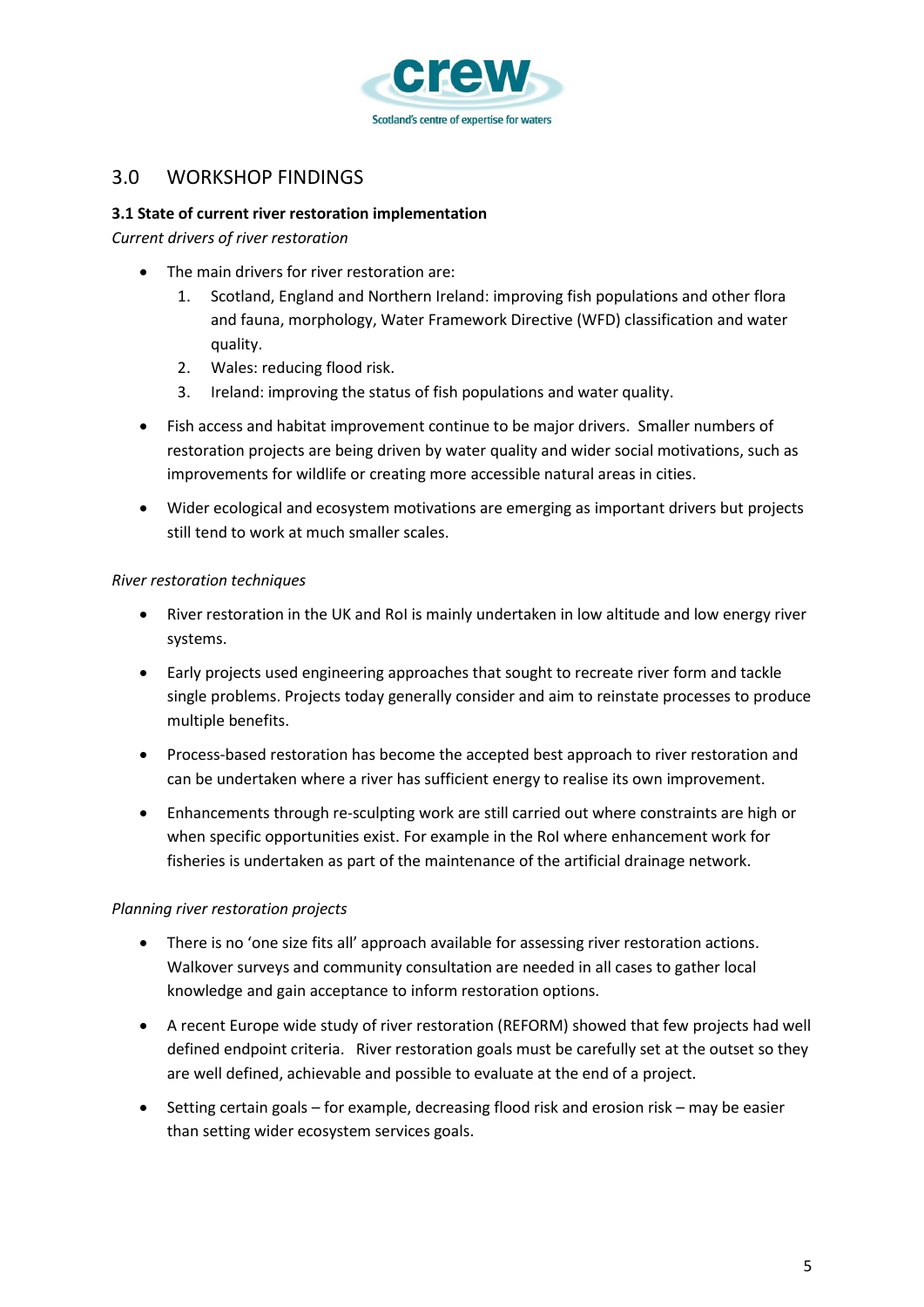# 3.0 WORKSHOP FINDINGS

### 3.1 State of current river restoration implementation

*Current drivers of river restoration*

- The main drivers for river restoration are:
  1. Scotland, England and Northern Ireland: improving fish populations and other flora and fauna, morphology, Water Framework Directive (WFD) classification and water quality.
  2. Wales: reducing flood risk.
  3. Ireland: improving the status of fish populations and water quality.
- Fish access and habitat improvement continue to be major drivers. Smaller numbers of restoration projects are being driven by water quality and wider social motivations, such as improvements for wildlife or creating more accessible natural areas in cities.
- Wider ecological and ecosystem motivations are emerging as important drivers but projects still tend to work at much smaller scales.

*River restoration techniques*

- River restoration in the UK and RoI is mainly undertaken in low altitude and low energy river systems.
- Early projects used engineering approaches that sought to recreate river form and tackle single problems. Projects today generally consider and aim to reinstate processes to produce multiple benefits.
- Process-based restoration has become the accepted best approach to river restoration and can be undertaken where a river has sufficient energy to realise its own improvement.
- Enhancements through re-sculpting work are still carried out where constraints are high or when specific opportunities exist. For example in the RoI where enhancement work for fisheries is undertaken as part of the maintenance of the artificial drainage network.

*Planning river restoration projects*

- There is no 'one size fits all' approach available for assessing river restoration actions. Walkover surveys and community consultation are needed in all cases to gather local knowledge and gain acceptance to inform restoration options.
- A recent Europe wide study of river restoration (REFORM) showed that few projects had well defined endpoint criteria. River restoration goals must be carefully set at the outset so they are well defined, achievable and possible to evaluate at the end of a project.
- Setting certain goals – for example, decreasing flood risk and erosion risk – may be easier than setting wider ecosystem services goals.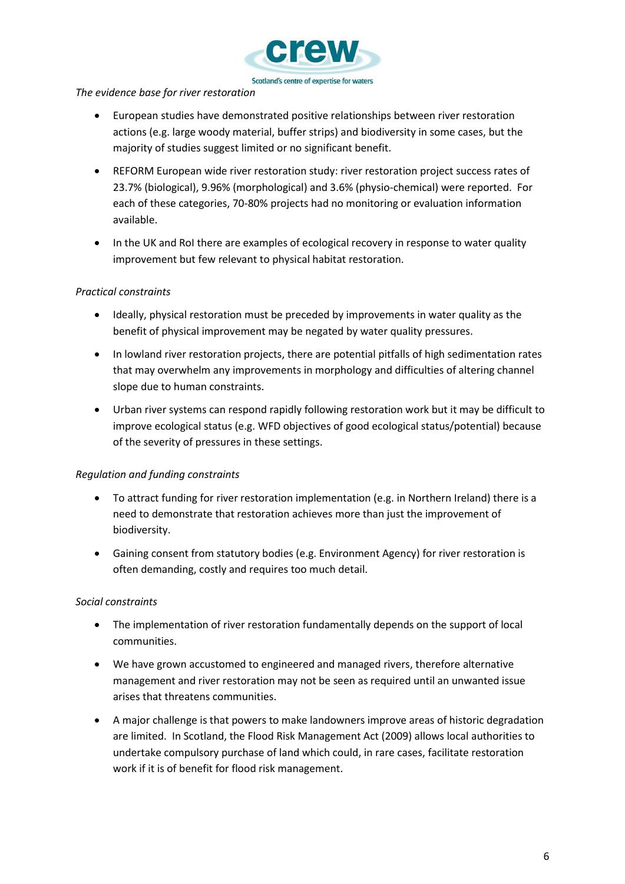*The evidence base for river restoration*

- European studies have demonstrated positive relationships between river restoration actions (e.g. large woody material, buffer strips) and biodiversity in some cases, but the majority of studies suggest limited or no significant benefit.
- REFORM European wide river restoration study: river restoration project success rates of 23.7% (biological), 9.96% (morphological) and 3.6% (physio-chemical) were reported. For each of these categories, 70-80% projects had no monitoring or evaluation information available.
- In the UK and RoI there are examples of ecological recovery in response to water quality improvement but few relevant to physical habitat restoration.

*Practical constraints*

- Ideally, physical restoration must be preceded by improvements in water quality as the benefit of physical improvement may be negated by water quality pressures.
- In lowland river restoration projects, there are potential pitfalls of high sedimentation rates that may overwhelm any improvements in morphology and difficulties of altering channel slope due to human constraints.
- Urban river systems can respond rapidly following restoration work but it may be difficult to improve ecological status (e.g. WFD objectives of good ecological status/potential) because of the severity of pressures in these settings.

*Regulation and funding constraints*

- To attract funding for river restoration implementation (e.g. in Northern Ireland) there is a need to demonstrate that restoration achieves more than just the improvement of biodiversity.
- Gaining consent from statutory bodies (e.g. Environment Agency) for river restoration is often demanding, costly and requires too much detail.

*Social constraints*

- The implementation of river restoration fundamentally depends on the support of local communities.
- We have grown accustomed to engineered and managed rivers, therefore alternative management and river restoration may not be seen as required until an unwanted issue arises that threatens communities.
- A major challenge is that powers to make landowners improve areas of historic degradation are limited. In Scotland, the Flood Risk Management Act (2009) allows local authorities to undertake compulsory purchase of land which could, in rare cases, facilitate restoration work if it is of benefit for flood risk management.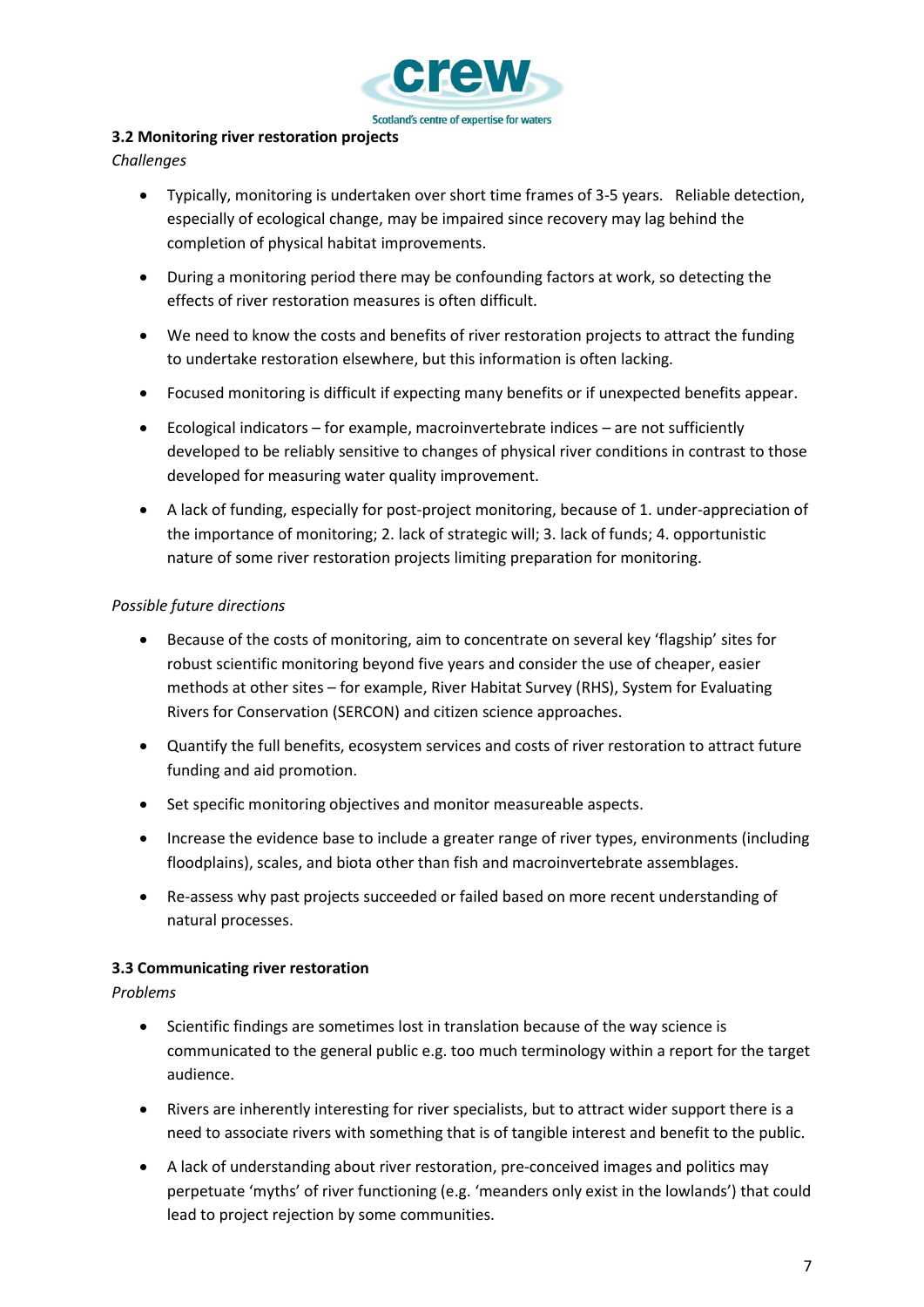### 3.2 Monitoring river restoration projects

*Challenges*

- Typically, monitoring is undertaken over short time frames of 3-5 years. Reliable detection, especially of ecological change, may be impaired since recovery may lag behind the completion of physical habitat improvements.
- During a monitoring period there may be confounding factors at work, so detecting the effects of river restoration measures is often difficult.
- We need to know the costs and benefits of river restoration projects to attract the funding to undertake restoration elsewhere, but this information is often lacking.
- Focused monitoring is difficult if expecting many benefits or if unexpected benefits appear.
- Ecological indicators – for example, macroinvertebrate indices – are not sufficiently developed to be reliably sensitive to changes of physical river conditions in contrast to those developed for measuring water quality improvement.
- A lack of funding, especially for post-project monitoring, because of 1. under-appreciation of the importance of monitoring; 2. lack of strategic will; 3. lack of funds; 4. opportunistic nature of some river restoration projects limiting preparation for monitoring.

*Possible future directions*

- Because of the costs of monitoring, aim to concentrate on several key 'flagship' sites for robust scientific monitoring beyond five years and consider the use of cheaper, easier methods at other sites – for example, River Habitat Survey (RHS), System for Evaluating Rivers for Conservation (SERCON) and citizen science approaches.
- Quantify the full benefits, ecosystem services and costs of river restoration to attract future funding and aid promotion.
- Set specific monitoring objectives and monitor measureable aspects.
- Increase the evidence base to include a greater range of river types, environments (including floodplains), scales, and biota other than fish and macroinvertebrate assemblages.
- Re-assess why past projects succeeded or failed based on more recent understanding of natural processes.

### 3.3 Communicating river restoration

*Problems*

- Scientific findings are sometimes lost in translation because of the way science is communicated to the general public e.g. too much terminology within a report for the target audience.
- Rivers are inherently interesting for river specialists, but to attract wider support there is a need to associate rivers with something that is of tangible interest and benefit to the public.
- A lack of understanding about river restoration, pre-conceived images and politics may perpetuate 'myths' of river functioning (e.g. 'meanders only exist in the lowlands') that could lead to project rejection by some communities.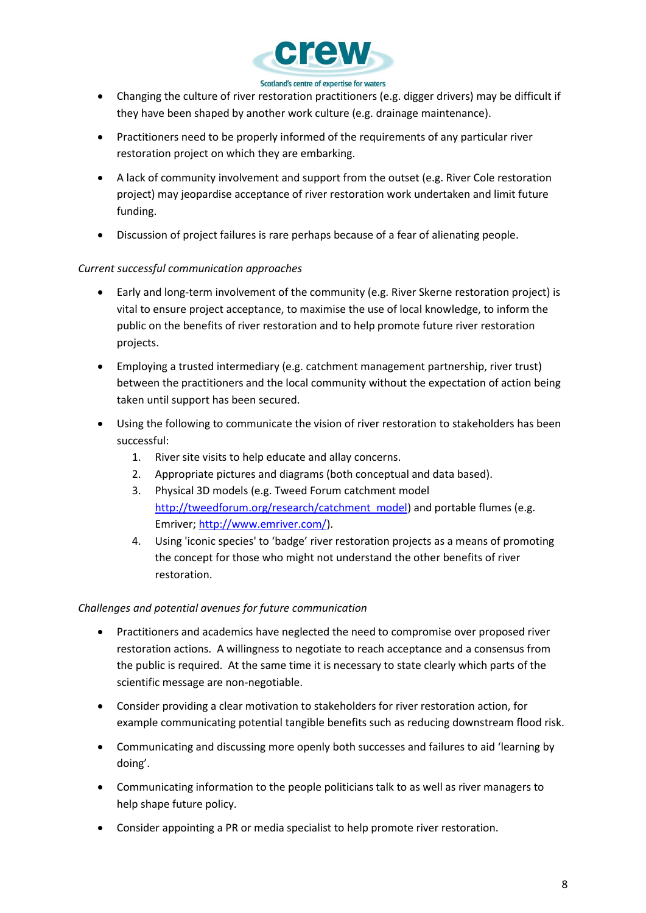- Changing the culture of river restoration practitioners (e.g. digger drivers) may be difficult if they have been shaped by another work culture (e.g. drainage maintenance).
- Practitioners need to be properly informed of the requirements of any particular river restoration project on which they are embarking.
- A lack of community involvement and support from the outset (e.g. River Cole restoration project) may jeopardise acceptance of river restoration work undertaken and limit future funding.
- Discussion of project failures is rare perhaps because of a fear of alienating people.

*Current successful communication approaches*

- Early and long-term involvement of the community (e.g. River Skerne restoration project) is vital to ensure project acceptance, to maximise the use of local knowledge, to inform the public on the benefits of river restoration and to help promote future river restoration projects.
- Employing a trusted intermediary (e.g. catchment management partnership, river trust) between the practitioners and the local community without the expectation of action being taken until support has been secured.
- Using the following to communicate the vision of river restoration to stakeholders has been successful:
    1. River site visits to help educate and allay concerns.
    2. Appropriate pictures and diagrams (both conceptual and data based).
    3. Physical 3D models (e.g. Tweed Forum catchment model [http://tweedforum.org/research/catchment_model](http://tweedforum.org/research/catchment_model)) and portable flumes (e.g. Emriver; [http://www.emriver.com/](http://www.emriver.com/)).
    4. Using 'iconic species' to 'badge' river restoration projects as a means of promoting the concept for those who might not understand the other benefits of river restoration.

*Challenges and potential avenues for future communication*

- Practitioners and academics have neglected the need to compromise over proposed river restoration actions. A willingness to negotiate to reach acceptance and a consensus from the public is required. At the same time it is necessary to state clearly which parts of the scientific message are non-negotiable.
- Consider providing a clear motivation to stakeholders for river restoration action, for example communicating potential tangible benefits such as reducing downstream flood risk.
- Communicating and discussing more openly both successes and failures to aid 'learning by doing'.
- Communicating information to the people politicians talk to as well as river managers to help shape future policy.
- Consider appointing a PR or media specialist to help promote river restoration.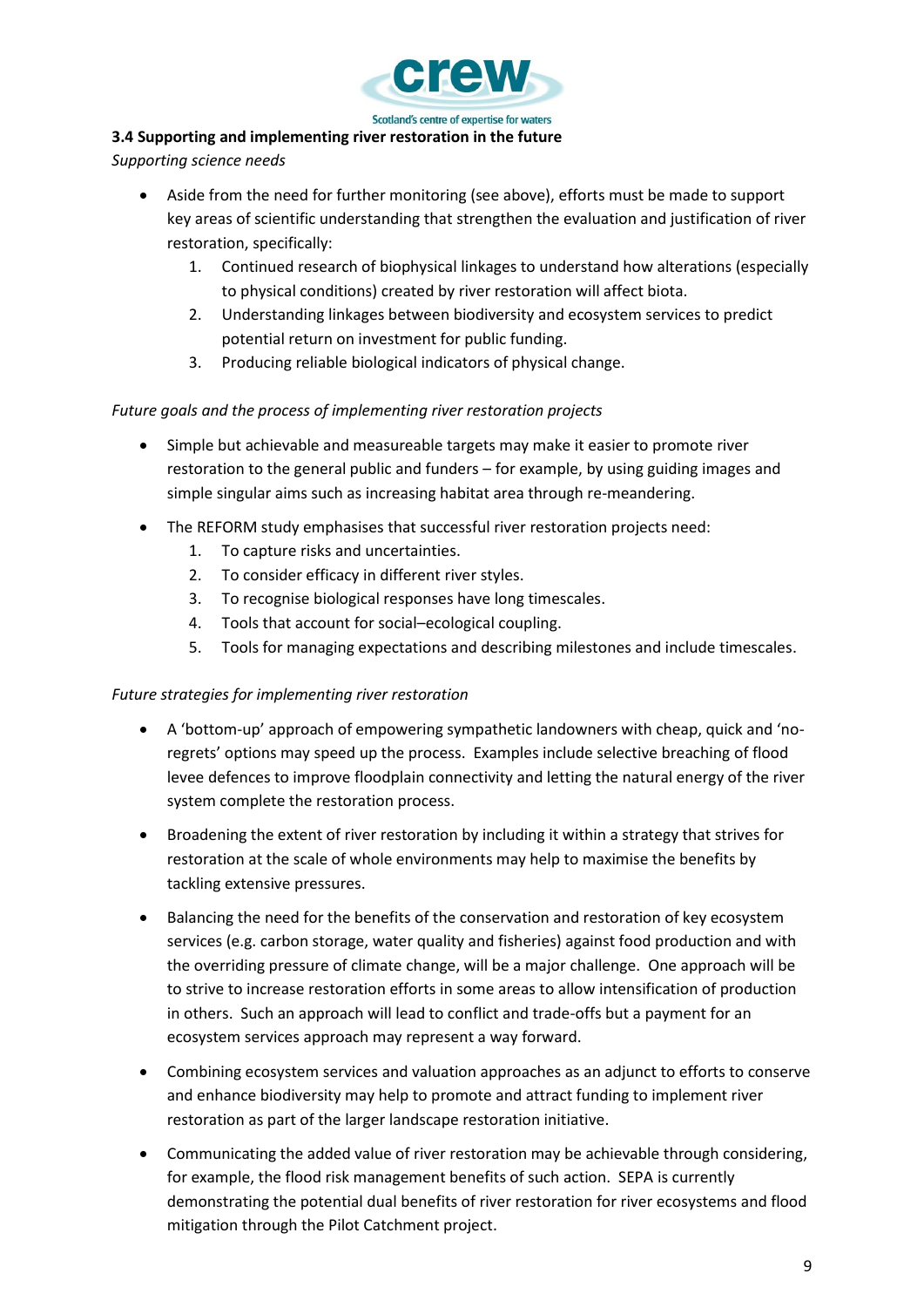### 3.4 Supporting and implementing river restoration in the future

*Supporting science needs*

- Aside from the need for further monitoring (see above), efforts must be made to support key areas of scientific understanding that strengthen the evaluation and justification of river restoration, specifically:
    1. Continued research of biophysical linkages to understand how alterations (especially to physical conditions) created by river restoration will affect biota.
    2. Understanding linkages between biodiversity and ecosystem services to predict potential return on investment for public funding.
    3. Producing reliable biological indicators of physical change.

*Future goals and the process of implementing river restoration projects*

- Simple but achievable and measureable targets may make it easier to promote river restoration to the general public and funders – for example, by using guiding images and simple singular aims such as increasing habitat area through re-meandering.
- The REFORM study emphasises that successful river restoration projects need:
    1. To capture risks and uncertainties.
    2. To consider efficacy in different river styles.
    3. To recognise biological responses have long timescales.
    4. Tools that account for social–ecological coupling.
    5. Tools for managing expectations and describing milestones and include timescales.

*Future strategies for implementing river restoration*

- A 'bottom-up' approach of empowering sympathetic landowners with cheap, quick and 'no-regrets' options may speed up the process. Examples include selective breaching of flood levee defences to improve floodplain connectivity and letting the natural energy of the river system complete the restoration process.
- Broadening the extent of river restoration by including it within a strategy that strives for restoration at the scale of whole environments may help to maximise the benefits by tackling extensive pressures.
- Balancing the need for the benefits of the conservation and restoration of key ecosystem services (e.g. carbon storage, water quality and fisheries) against food production and with the overriding pressure of climate change, will be a major challenge. One approach will be to strive to increase restoration efforts in some areas to allow intensification of production in others. Such an approach will lead to conflict and trade-offs but a payment for an ecosystem services approach may represent a way forward.
- Combining ecosystem services and valuation approaches as an adjunct to efforts to conserve and enhance biodiversity may help to promote and attract funding to implement river restoration as part of the larger landscape restoration initiative.
- Communicating the added value of river restoration may be achievable through considering, for example, the flood risk management benefits of such action. SEPA is currently demonstrating the potential dual benefits of river restoration for river ecosystems and flood mitigation through the Pilot Catchment project.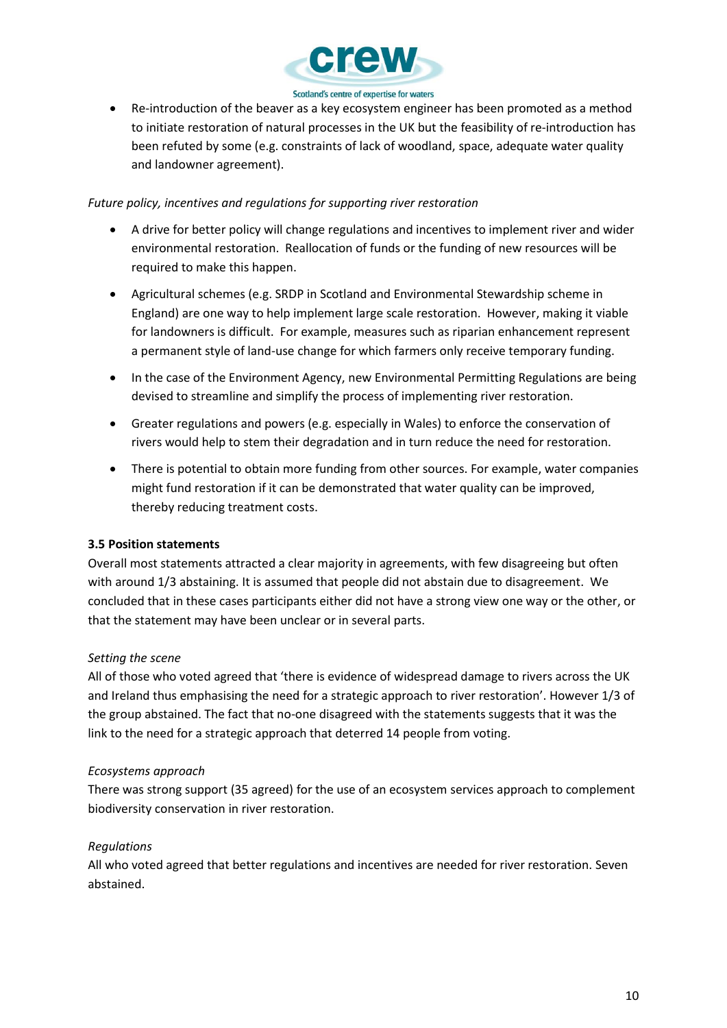- Re-introduction of the beaver as a key ecosystem engineer has been promoted as a method to initiate restoration of natural processes in the UK but the feasibility of re-introduction has been refuted by some (e.g. constraints of lack of woodland, space, adequate water quality and landowner agreement).

*Future policy, incentives and regulations for supporting river restoration*

- A drive for better policy will change regulations and incentives to implement river and wider environmental restoration. Reallocation of funds or the funding of new resources will be required to make this happen.
- Agricultural schemes (e.g. SRDP in Scotland and Environmental Stewardship scheme in England) are one way to help implement large scale restoration. However, making it viable for landowners is difficult. For example, measures such as riparian enhancement represent a permanent style of land-use change for which farmers only receive temporary funding.
- In the case of the Environment Agency, new Environmental Permitting Regulations are being devised to streamline and simplify the process of implementing river restoration.
- Greater regulations and powers (e.g. especially in Wales) to enforce the conservation of rivers would help to stem their degradation and in turn reduce the need for restoration.
- There is potential to obtain more funding from other sources. For example, water companies might fund restoration if it can be demonstrated that water quality can be improved, thereby reducing treatment costs.

**3.5 Position statements**

Overall most statements attracted a clear majority in agreements, with few disagreeing but often with around 1/3 abstaining. It is assumed that people did not abstain due to disagreement. We concluded that in these cases participants either did not have a strong view one way or the other, or that the statement may have been unclear or in several parts.

*Setting the scene*

All of those who voted agreed that 'there is evidence of widespread damage to rivers across the UK and Ireland thus emphasising the need for a strategic approach to river restoration'. However 1/3 of the group abstained. The fact that no-one disagreed with the statements suggests that it was the link to the need for a strategic approach that deterred 14 people from voting.

*Ecosystems approach*

There was strong support (35 agreed) for the use of an ecosystem services approach to complement biodiversity conservation in river restoration.

*Regulations*

All who voted agreed that better regulations and incentives are needed for river restoration. Seven abstained.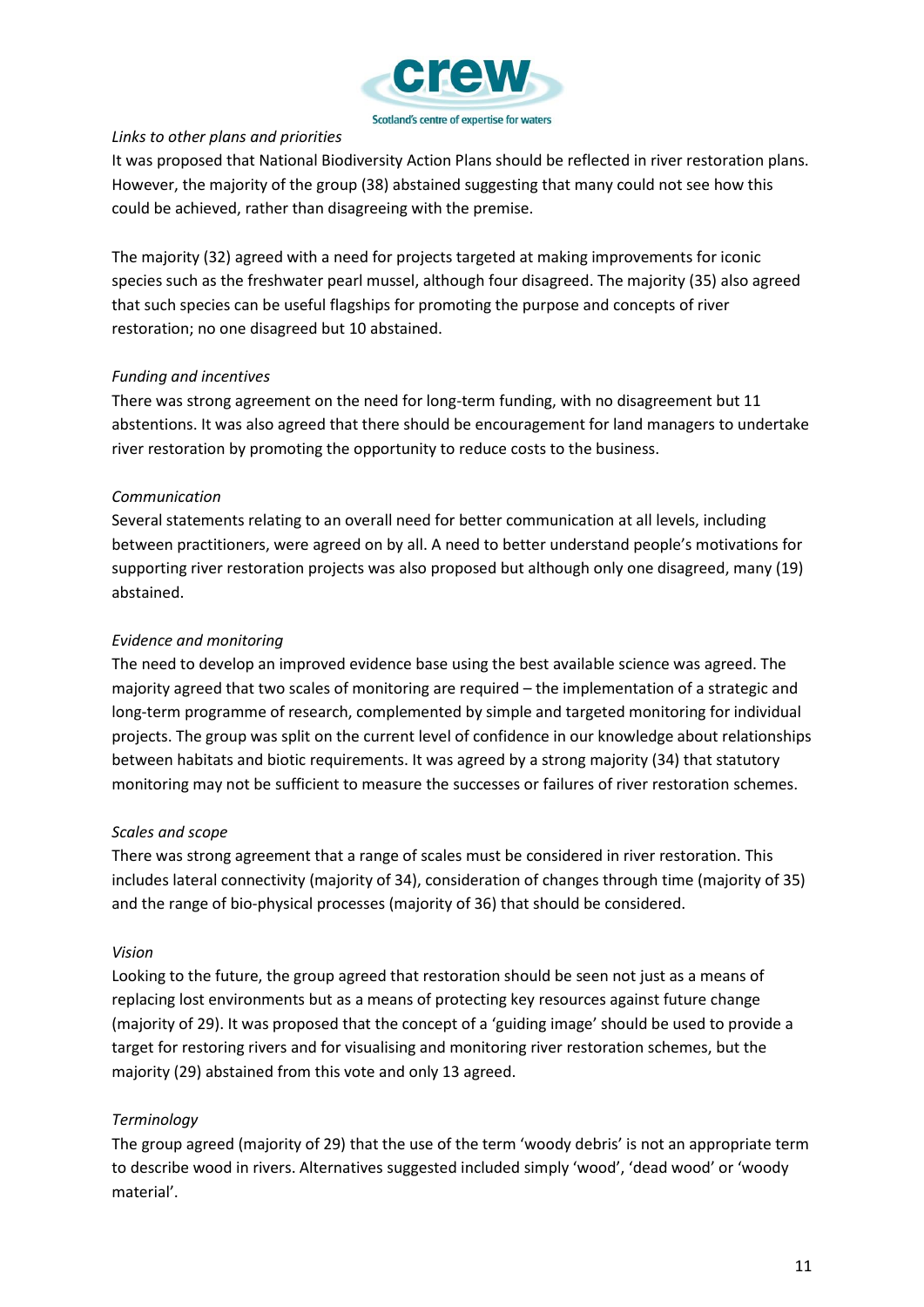*Links to other plans and priorities*

It was proposed that National Biodiversity Action Plans should be reflected in river restoration plans. However, the majority of the group (38) abstained suggesting that many could not see how this could be achieved, rather than disagreeing with the premise.

The majority (32) agreed with a need for projects targeted at making improvements for iconic species such as the freshwater pearl mussel, although four disagreed. The majority (35) also agreed that such species can be useful flagships for promoting the purpose and concepts of river restoration; no one disagreed but 10 abstained.

*Funding and incentives*

There was strong agreement on the need for long-term funding, with no disagreement but 11 abstentions. It was also agreed that there should be encouragement for land managers to undertake river restoration by promoting the opportunity to reduce costs to the business.

*Communication*

Several statements relating to an overall need for better communication at all levels, including between practitioners, were agreed on by all. A need to better understand people's motivations for supporting river restoration projects was also proposed but although only one disagreed, many (19) abstained.

*Evidence and monitoring*

The need to develop an improved evidence base using the best available science was agreed. The majority agreed that two scales of monitoring are required – the implementation of a strategic and long-term programme of research, complemented by simple and targeted monitoring for individual projects. The group was split on the current level of confidence in our knowledge about relationships between habitats and biotic requirements. It was agreed by a strong majority (34) that statutory monitoring may not be sufficient to measure the successes or failures of river restoration schemes.

*Scales and scope*

There was strong agreement that a range of scales must be considered in river restoration. This includes lateral connectivity (majority of 34), consideration of changes through time (majority of 35) and the range of bio-physical processes (majority of 36) that should be considered.

*Vision*

Looking to the future, the group agreed that restoration should be seen not just as a means of replacing lost environments but as a means of protecting key resources against future change (majority of 29). It was proposed that the concept of a 'guiding image' should be used to provide a target for restoring rivers and for visualising and monitoring river restoration schemes, but the majority (29) abstained from this vote and only 13 agreed.

*Terminology*

The group agreed (majority of 29) that the use of the term 'woody debris' is not an appropriate term to describe wood in rivers. Alternatives suggested included simply 'wood', 'dead wood' or 'woody material'.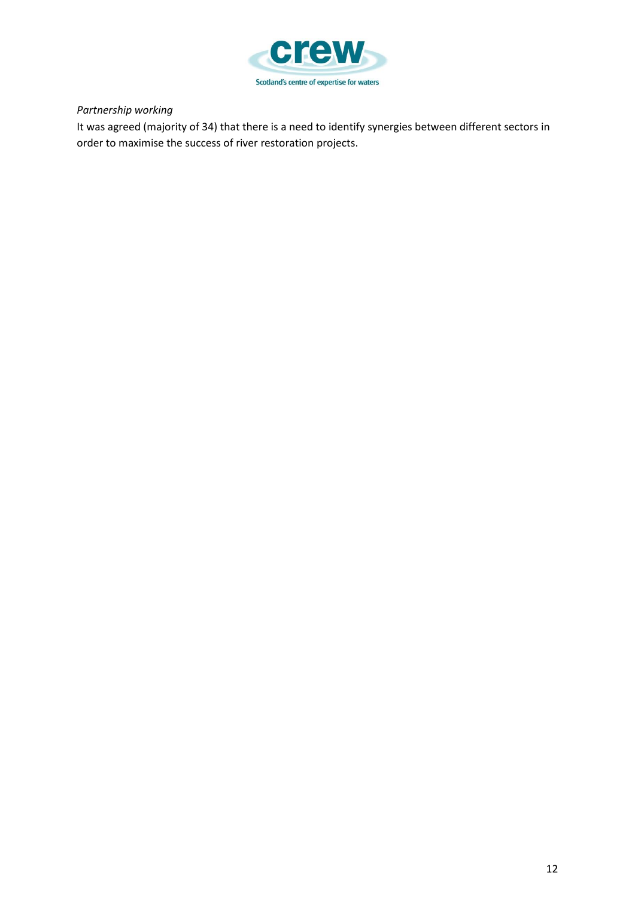*Partnership working*

It was agreed (majority of 34) that there is a need to identify synergies between different sectors in order to maximise the success of river restoration projects.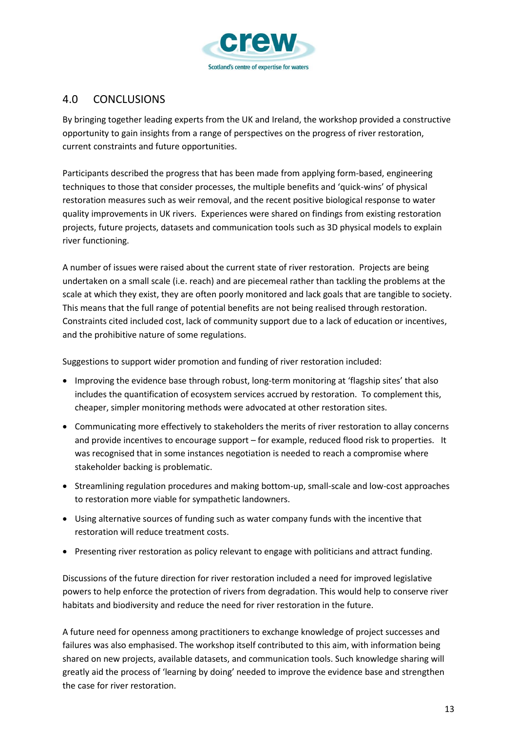## 4.0 CONCLUSIONS

By bringing together leading experts from the UK and Ireland, the workshop provided a constructive opportunity to gain insights from a range of perspectives on the progress of river restoration, current constraints and future opportunities.

Participants described the progress that has been made from applying form-based, engineering techniques to those that consider processes, the multiple benefits and 'quick-wins' of physical restoration measures such as weir removal, and the recent positive biological response to water quality improvements in UK rivers. Experiences were shared on findings from existing restoration projects, future projects, datasets and communication tools such as 3D physical models to explain river functioning.

A number of issues were raised about the current state of river restoration. Projects are being undertaken on a small scale (i.e. reach) and are piecemeal rather than tackling the problems at the scale at which they exist, they are often poorly monitored and lack goals that are tangible to society. This means that the full range of potential benefits are not being realised through restoration. Constraints cited included cost, lack of community support due to a lack of education or incentives, and the prohibitive nature of some regulations.

Suggestions to support wider promotion and funding of river restoration included:

- Improving the evidence base through robust, long-term monitoring at 'flagship sites' that also includes the quantification of ecosystem services accrued by restoration. To complement this, cheaper, simpler monitoring methods were advocated at other restoration sites.
- Communicating more effectively to stakeholders the merits of river restoration to allay concerns and provide incentives to encourage support – for example, reduced flood risk to properties. It was recognised that in some instances negotiation is needed to reach a compromise where stakeholder backing is problematic.
- Streamlining regulation procedures and making bottom-up, small-scale and low-cost approaches to restoration more viable for sympathetic landowners.
- Using alternative sources of funding such as water company funds with the incentive that restoration will reduce treatment costs.
- Presenting river restoration as policy relevant to engage with politicians and attract funding.

Discussions of the future direction for river restoration included a need for improved legislative powers to help enforce the protection of rivers from degradation. This would help to conserve river habitats and biodiversity and reduce the need for river restoration in the future.

A future need for openness among practitioners to exchange knowledge of project successes and failures was also emphasised. The workshop itself contributed to this aim, with information being shared on new projects, available datasets, and communication tools. Such knowledge sharing will greatly aid the process of 'learning by doing' needed to improve the evidence base and strengthen the case for river restoration.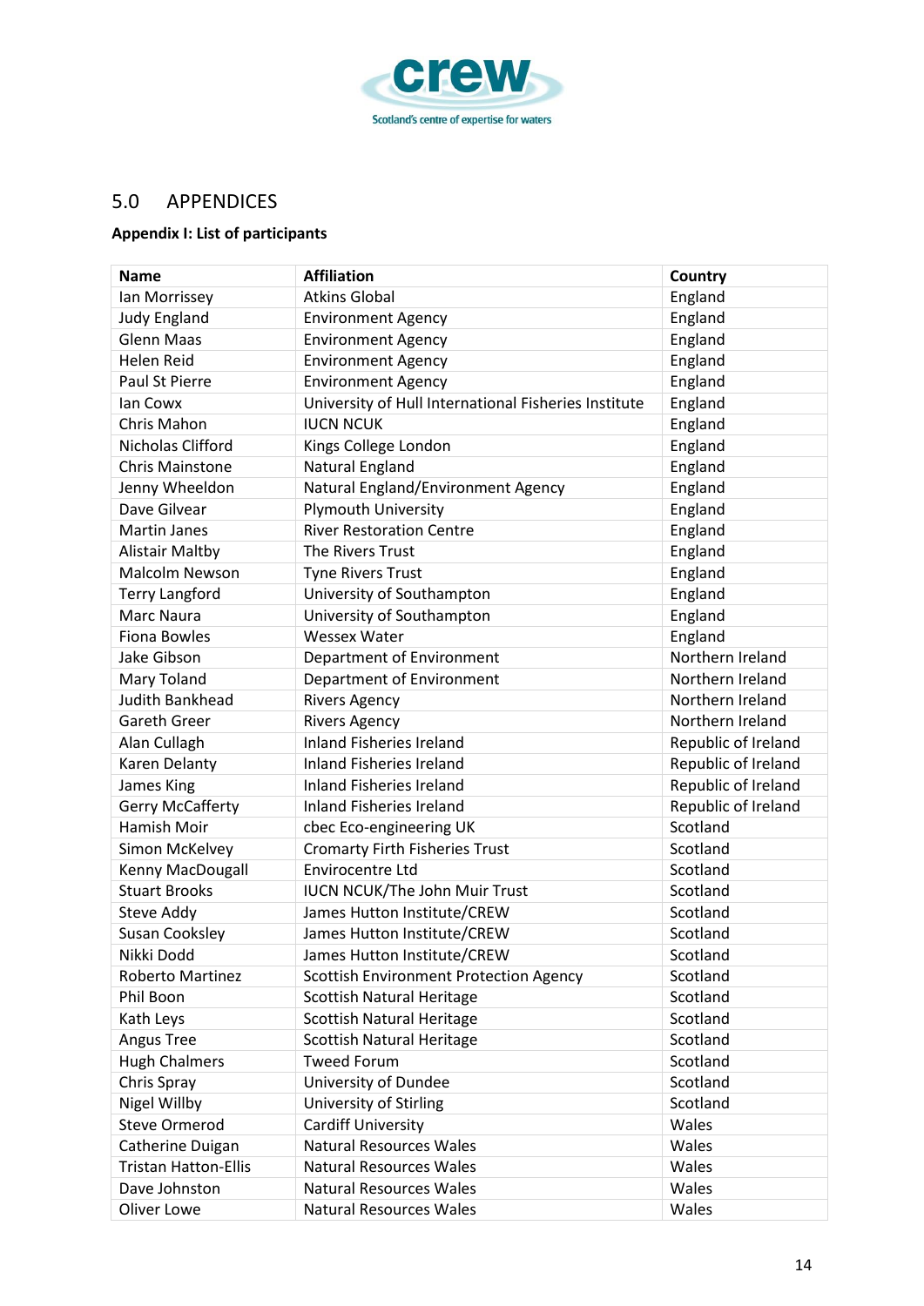## 5.0 APPENDICES

**Appendix I: List of participants**

| Name | Affiliation | Country |
|---|---|---|
| Ian Morrissey | Atkins Global | England |
| Judy England | Environment Agency | England |
| Glenn Maas | Environment Agency | England |
| Helen Reid | Environment Agency | England |
| Paul St Pierre | Environment Agency | England |
| Ian Cowx | University of Hull International Fisheries Institute | England |
| Chris Mahon | IUCN NCUK | England |
| Nicholas Clifford | Kings College London | England |
| Chris Mainstone | Natural England | England |
| Jenny Wheeldon | Natural England/Environment Agency | England |
| Dave Gilvear | Plymouth University | England |
| Martin Janes | River Restoration Centre | England |
| Alistair Maltby | The Rivers Trust | England |
| Malcolm Newson | Tyne Rivers Trust | England |
| Terry Langford | University of Southampton | England |
| Marc Naura | University of Southampton | England |
| Fiona Bowles | Wessex Water | England |
| Jake Gibson | Department of Environment | Northern Ireland |
| Mary Toland | Department of Environment | Northern Ireland |
| Judith Bankhead | Rivers Agency | Northern Ireland |
| Gareth Greer | Rivers Agency | Northern Ireland |
| Alan Cullagh | Inland Fisheries Ireland | Republic of Ireland |
| Karen Delanty | Inland Fisheries Ireland | Republic of Ireland |
| James King | Inland Fisheries Ireland | Republic of Ireland |
| Gerry McCafferty | Inland Fisheries Ireland | Republic of Ireland |
| Hamish Moir | cbec Eco-engineering UK | Scotland |
| Simon McKelvey | Cromarty Firth Fisheries Trust | Scotland |
| Kenny MacDougall | Envirocentre Ltd | Scotland |
| Stuart Brooks | IUCN NCUK/The John Muir Trust | Scotland |
| Steve Addy | James Hutton Institute/CREW | Scotland |
| Susan Cooksley | James Hutton Institute/CREW | Scotland |
| Nikki Dodd | James Hutton Institute/CREW | Scotland |
| Roberto Martinez | Scottish Environment Protection Agency | Scotland |
| Phil Boon | Scottish Natural Heritage | Scotland |
| Kath Leys | Scottish Natural Heritage | Scotland |
| Angus Tree | Scottish Natural Heritage | Scotland |
| Hugh Chalmers | Tweed Forum | Scotland |
| Chris Spray | University of Dundee | Scotland |
| Nigel Willby | University of Stirling | Scotland |
| Steve Ormerod | Cardiff University | Wales |
| Catherine Duigan | Natural Resources Wales | Wales |
| Tristan Hatton-Ellis | Natural Resources Wales | Wales |
| Dave Johnston | Natural Resources Wales | Wales |
| Oliver Lowe | Natural Resources Wales | Wales |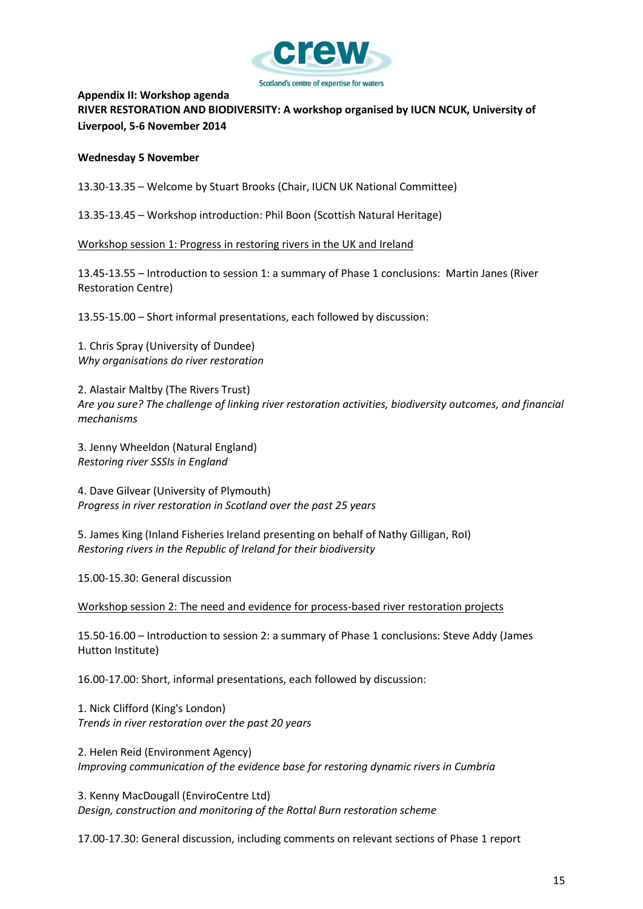**Appendix II: Workshop agenda**

**RIVER RESTORATION AND BIODIVERSITY: A workshop organised by IUCN NCUK, University of Liverpool, 5-6 November 2014**

**Wednesday 5 November**

13.30-13.35 – Welcome by Stuart Brooks (Chair, IUCN UK National Committee)

13.35-13.45 – Workshop introduction: Phil Boon (Scottish Natural Heritage)

Workshop session 1: Progress in restoring rivers in the UK and Ireland

13.45-13.55 – Introduction to session 1: a summary of Phase 1 conclusions: Martin Janes (River Restoration Centre)

13.55-15.00 – Short informal presentations, each followed by discussion:

1. Chris Spray (University of Dundee)
   *Why organisations do river restoration*

2. Alastair Maltby (The Rivers Trust)
   *Are you sure? The challenge of linking river restoration activities, biodiversity outcomes, and financial mechanisms*

3. Jenny Wheeldon (Natural England)
   *Restoring river SSSIs in England*

4. Dave Gilvear (University of Plymouth)
   *Progress in river restoration in Scotland over the past 25 years*

5. James King (Inland Fisheries Ireland presenting on behalf of Nathy Gilligan, RoI)
   *Restoring rivers in the Republic of Ireland for their biodiversity*

15.00-15.30: General discussion

Workshop session 2: The need and evidence for process-based river restoration projects

15.50-16.00 – Introduction to session 2: a summary of Phase 1 conclusions: Steve Addy (James Hutton Institute)

16.00-17.00: Short, informal presentations, each followed by discussion:

1. Nick Clifford (King's London)
   *Trends in river restoration over the past 20 years*

2. Helen Reid (Environment Agency)
   *Improving communication of the evidence base for restoring dynamic rivers in Cumbria*

3. Kenny MacDougall (EnviroCentre Ltd)
   *Design, construction and monitoring of the Rottal Burn restoration scheme*

17.00-17.30: General discussion, including comments on relevant sections of Phase 1 report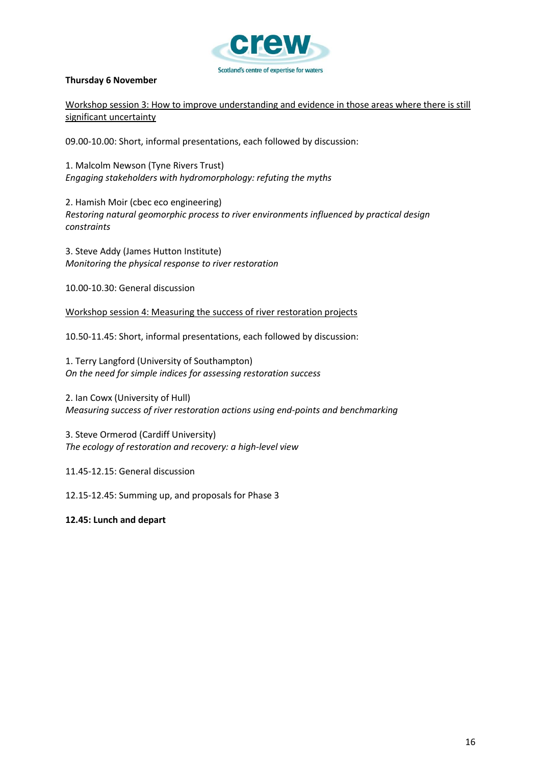**Thursday 6 November**

Workshop session 3: How to improve understanding and evidence in those areas where there is still significant uncertainty

09.00-10.00: Short, informal presentations, each followed by discussion:

1. Malcolm Newson (Tyne Rivers Trust)
*Engaging stakeholders with hydromorphology: refuting the myths*

2. Hamish Moir (cbec eco engineering)
*Restoring natural geomorphic process to river environments influenced by practical design constraints*

3. Steve Addy (James Hutton Institute)
*Monitoring the physical response to river restoration*

10.00-10.30: General discussion

Workshop session 4: Measuring the success of river restoration projects

10.50-11.45: Short, informal presentations, each followed by discussion:

1. Terry Langford (University of Southampton)
*On the need for simple indices for assessing restoration success*

2. Ian Cowx (University of Hull)
*Measuring success of river restoration actions using end-points and benchmarking*

3. Steve Ormerod (Cardiff University)
*The ecology of restoration and recovery: a high-level view*

11.45-12.15: General discussion

12.15-12.45: Summing up, and proposals for Phase 3

**12.45: Lunch and depart**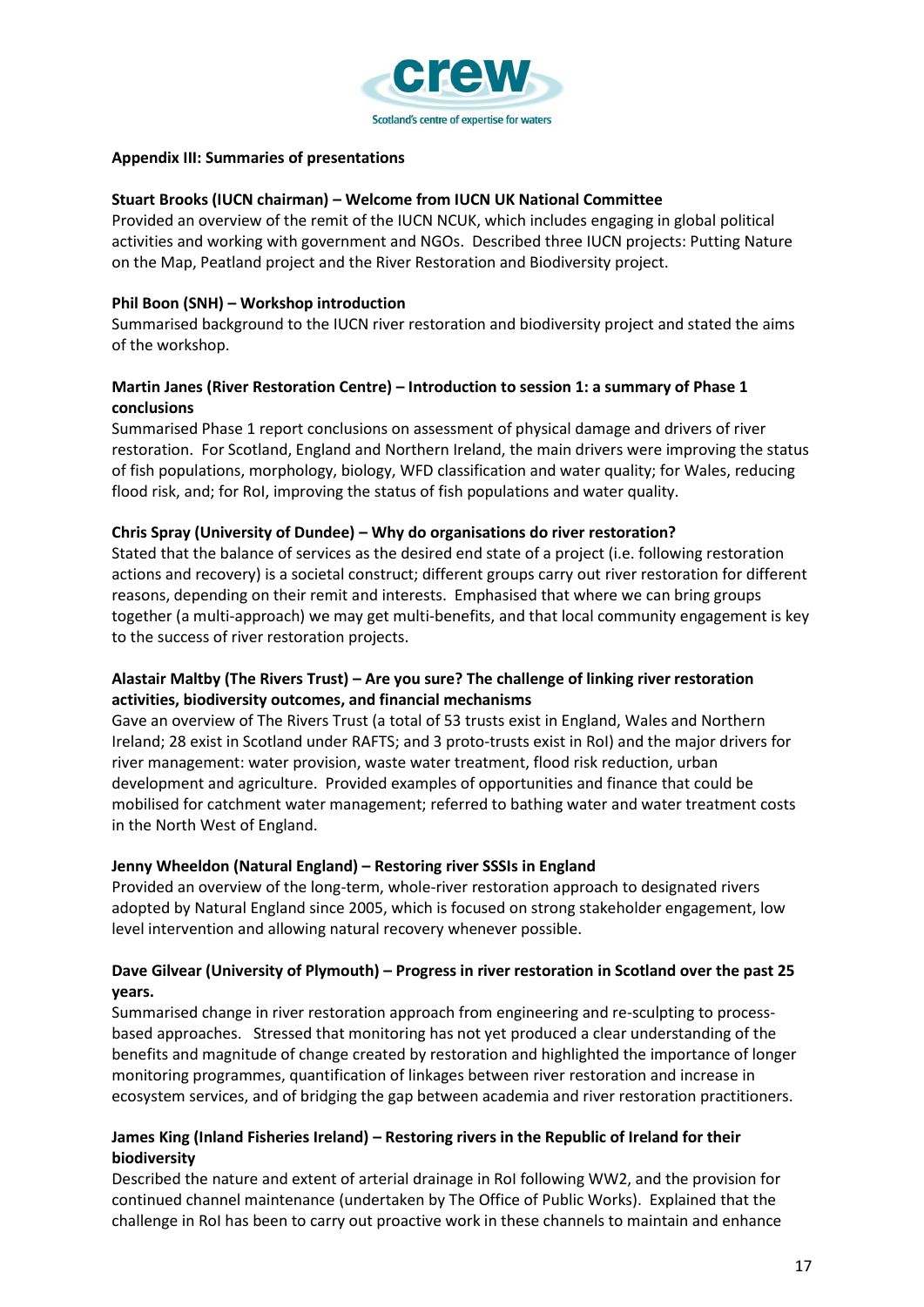## Appendix III: Summaries of presentations

**Stuart Brooks (IUCN chairman) – Welcome from IUCN UK National Committee**

Provided an overview of the remit of the IUCN NCUK, which includes engaging in global political activities and working with government and NGOs. Described three IUCN projects: Putting Nature on the Map, Peatland project and the River Restoration and Biodiversity project.

**Phil Boon (SNH) – Workshop introduction**

Summarised background to the IUCN river restoration and biodiversity project and stated the aims of the workshop.

**Martin Janes (River Restoration Centre) – Introduction to session 1: a summary of Phase 1 conclusions**

Summarised Phase 1 report conclusions on assessment of physical damage and drivers of river restoration. For Scotland, England and Northern Ireland, the main drivers were improving the status of fish populations, morphology, biology, WFD classification and water quality; for Wales, reducing flood risk, and; for RoI, improving the status of fish populations and water quality.

**Chris Spray (University of Dundee) – Why do organisations do river restoration?**

Stated that the balance of services as the desired end state of a project (i.e. following restoration actions and recovery) is a societal construct; different groups carry out river restoration for different reasons, depending on their remit and interests. Emphasised that where we can bring groups together (a multi-approach) we may get multi-benefits, and that local community engagement is key to the success of river restoration projects.

**Alastair Maltby (The Rivers Trust) – Are you sure? The challenge of linking river restoration activities, biodiversity outcomes, and financial mechanisms**

Gave an overview of The Rivers Trust (a total of 53 trusts exist in England, Wales and Northern Ireland; 28 exist in Scotland under RAFTS; and 3 proto-trusts exist in RoI) and the major drivers for river management: water provision, waste water treatment, flood risk reduction, urban development and agriculture. Provided examples of opportunities and finance that could be mobilised for catchment water management; referred to bathing water and water treatment costs in the North West of England.

**Jenny Wheeldon (Natural England) – Restoring river SSSIs in England**

Provided an overview of the long-term, whole-river restoration approach to designated rivers adopted by Natural England since 2005, which is focused on strong stakeholder engagement, low level intervention and allowing natural recovery whenever possible.

**Dave Gilvear (University of Plymouth) – Progress in river restoration in Scotland over the past 25 years.**

Summarised change in river restoration approach from engineering and re-sculpting to process-based approaches. Stressed that monitoring has not yet produced a clear understanding of the benefits and magnitude of change created by restoration and highlighted the importance of longer monitoring programmes, quantification of linkages between river restoration and increase in ecosystem services, and of bridging the gap between academia and river restoration practitioners.

**James King (Inland Fisheries Ireland) – Restoring rivers in the Republic of Ireland for their biodiversity**

Described the nature and extent of arterial drainage in RoI following WW2, and the provision for continued channel maintenance (undertaken by The Office of Public Works). Explained that the challenge in RoI has been to carry out proactive work in these channels to maintain and enhance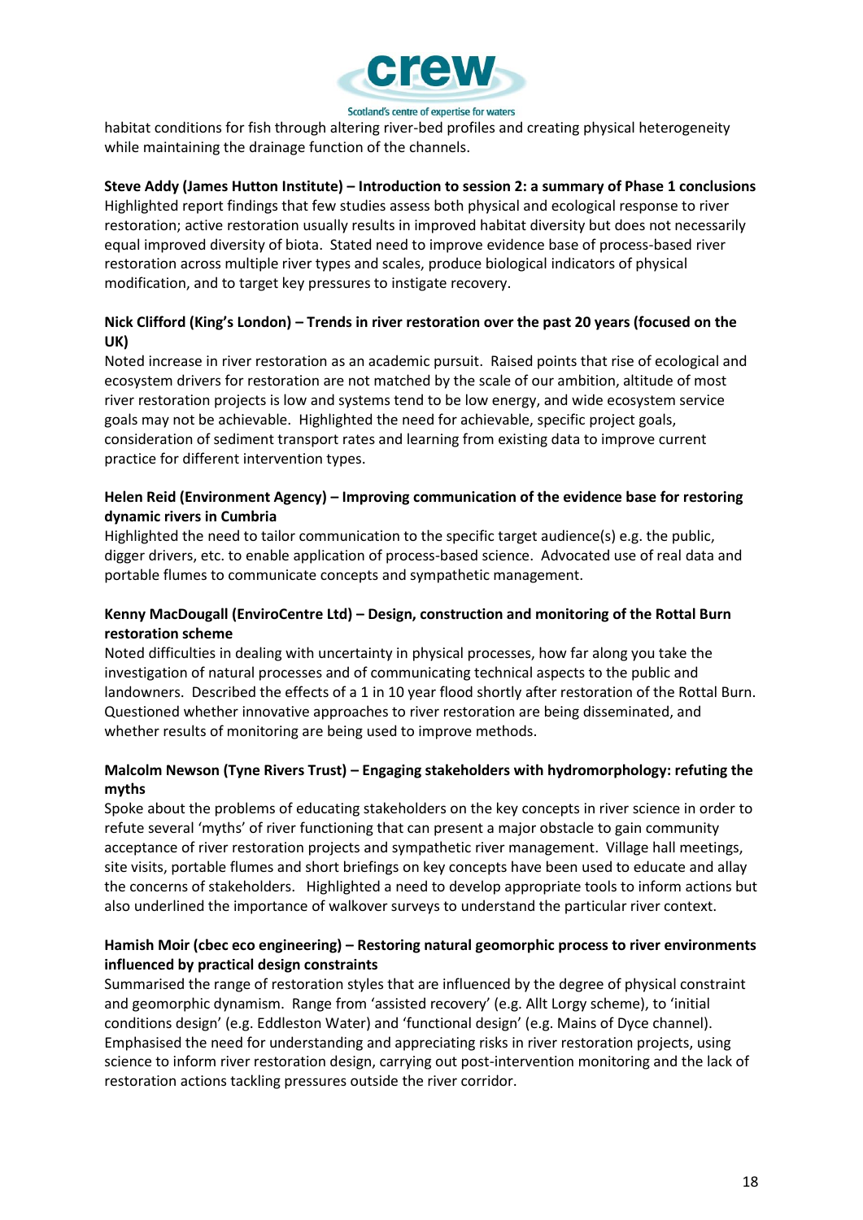habitat conditions for fish through altering river-bed profiles and creating physical heterogeneity while maintaining the drainage function of the channels.

**Steve Addy (James Hutton Institute) – Introduction to session 2: a summary of Phase 1 conclusions**
Highlighted report findings that few studies assess both physical and ecological response to river restoration; active restoration usually results in improved habitat diversity but does not necessarily equal improved diversity of biota. Stated need to improve evidence base of process-based river restoration across multiple river types and scales, produce biological indicators of physical modification, and to target key pressures to instigate recovery.

**Nick Clifford (King's London) – Trends in river restoration over the past 20 years (focused on the UK)**
Noted increase in river restoration as an academic pursuit. Raised points that rise of ecological and ecosystem drivers for restoration are not matched by the scale of our ambition, altitude of most river restoration projects is low and systems tend to be low energy, and wide ecosystem service goals may not be achievable. Highlighted the need for achievable, specific project goals, consideration of sediment transport rates and learning from existing data to improve current practice for different intervention types.

**Helen Reid (Environment Agency) – Improving communication of the evidence base for restoring dynamic rivers in Cumbria**
Highlighted the need to tailor communication to the specific target audience(s) e.g. the public, digger drivers, etc. to enable application of process-based science. Advocated use of real data and portable flumes to communicate concepts and sympathetic management.

**Kenny MacDougall (EnviroCentre Ltd) – Design, construction and monitoring of the Rottal Burn restoration scheme**
Noted difficulties in dealing with uncertainty in physical processes, how far along you take the investigation of natural processes and of communicating technical aspects to the public and landowners. Described the effects of a 1 in 10 year flood shortly after restoration of the Rottal Burn. Questioned whether innovative approaches to river restoration are being disseminated, and whether results of monitoring are being used to improve methods.

**Malcolm Newson (Tyne Rivers Trust) – Engaging stakeholders with hydromorphology: refuting the myths**
Spoke about the problems of educating stakeholders on the key concepts in river science in order to refute several 'myths' of river functioning that can present a major obstacle to gain community acceptance of river restoration projects and sympathetic river management. Village hall meetings, site visits, portable flumes and short briefings on key concepts have been used to educate and allay the concerns of stakeholders. Highlighted a need to develop appropriate tools to inform actions but also underlined the importance of walkover surveys to understand the particular river context.

**Hamish Moir (cbec eco engineering) – Restoring natural geomorphic process to river environments influenced by practical design constraints**
Summarised the range of restoration styles that are influenced by the degree of physical constraint and geomorphic dynamism. Range from 'assisted recovery' (e.g. Allt Lorgy scheme), to 'initial conditions design' (e.g. Eddleston Water) and 'functional design' (e.g. Mains of Dyce channel). Emphasised the need for understanding and appreciating risks in river restoration projects, using science to inform river restoration design, carrying out post-intervention monitoring and the lack of restoration actions tackling pressures outside the river corridor.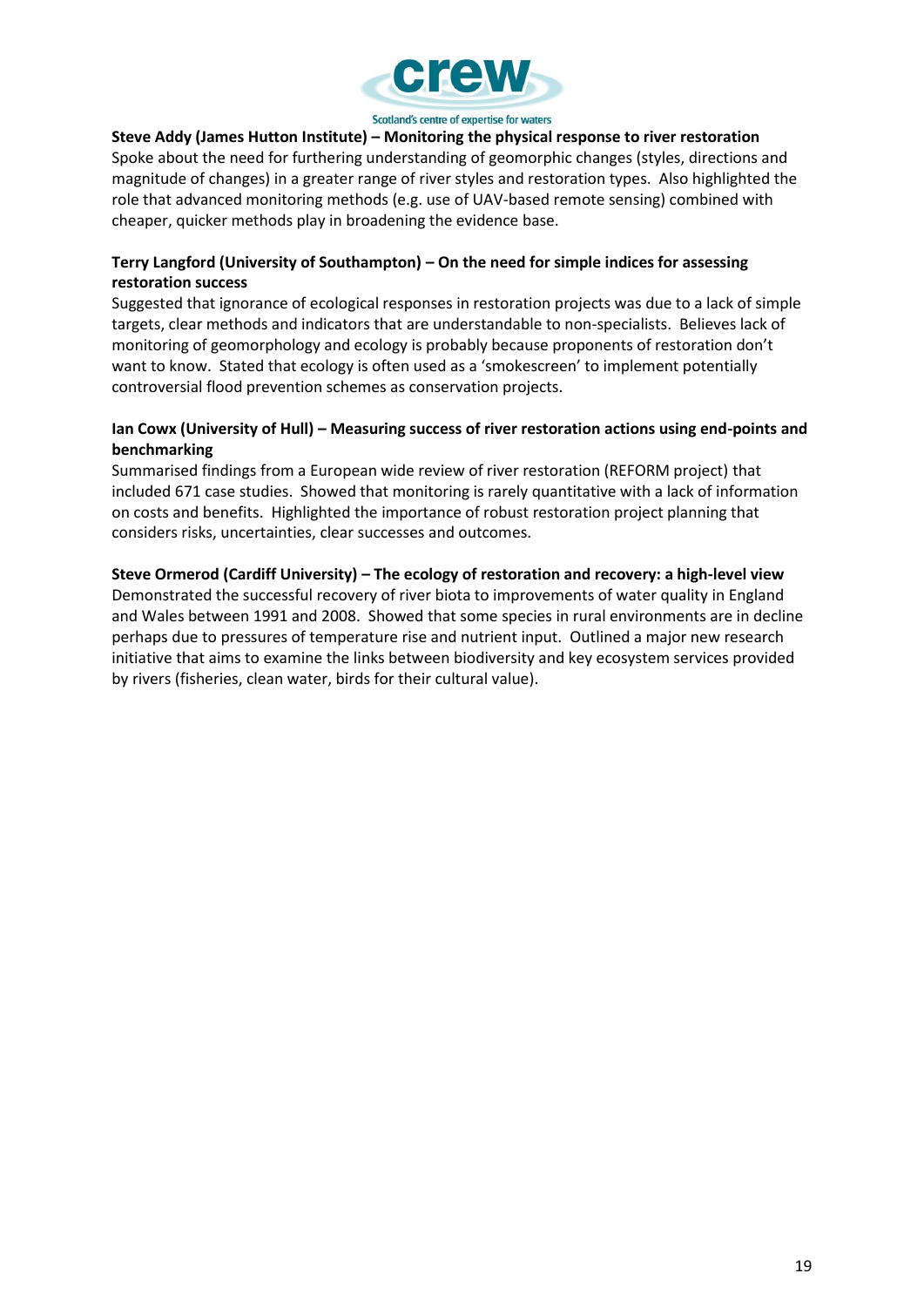**Steve Addy (James Hutton Institute) – Monitoring the physical response to river restoration**
Spoke about the need for furthering understanding of geomorphic changes (styles, directions and magnitude of changes) in a greater range of river styles and restoration types. Also highlighted the role that advanced monitoring methods (e.g. use of UAV-based remote sensing) combined with cheaper, quicker methods play in broadening the evidence base.

**Terry Langford (University of Southampton) – On the need for simple indices for assessing restoration success**
Suggested that ignorance of ecological responses in restoration projects was due to a lack of simple targets, clear methods and indicators that are understandable to non-specialists. Believes lack of monitoring of geomorphology and ecology is probably because proponents of restoration don't want to know. Stated that ecology is often used as a 'smokescreen' to implement potentially controversial flood prevention schemes as conservation projects.

**Ian Cowx (University of Hull) – Measuring success of river restoration actions using end-points and benchmarking**
Summarised findings from a European wide review of river restoration (REFORM project) that included 671 case studies. Showed that monitoring is rarely quantitative with a lack of information on costs and benefits. Highlighted the importance of robust restoration project planning that considers risks, uncertainties, clear successes and outcomes.

**Steve Ormerod (Cardiff University) – The ecology of restoration and recovery: a high-level view**
Demonstrated the successful recovery of river biota to improvements of water quality in England and Wales between 1991 and 2008. Showed that some species in rural environments are in decline perhaps due to pressures of temperature rise and nutrient input. Outlined a major new research initiative that aims to examine the links between biodiversity and key ecosystem services provided by rivers (fisheries, clean water, birds for their cultural value).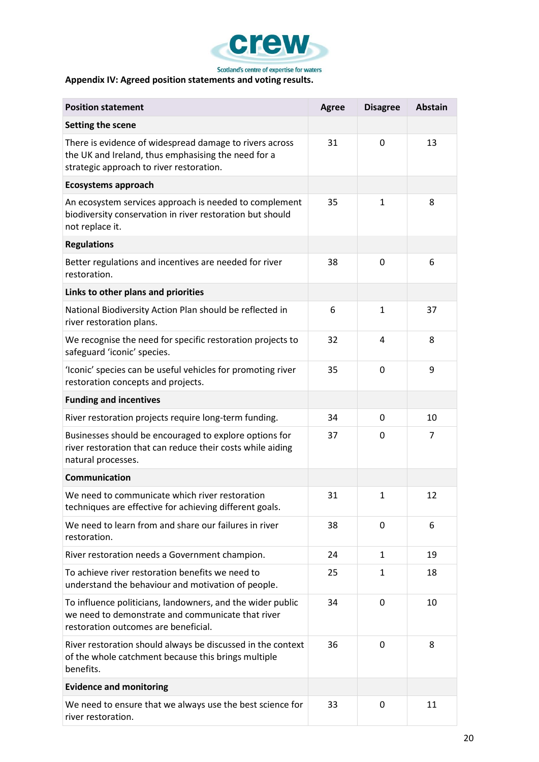**Appendix IV: Agreed position statements and voting results.**

| Position statement | Agree | Disagree | Abstain |
|---|---|---|---|
| **Setting the scene** | | | |
| There is evidence of widespread damage to rivers across the UK and Ireland, thus emphasising the need for a strategic approach to river restoration. | 31 | 0 | 13 |
| **Ecosystems approach** | | | |
| An ecosystem services approach is needed to complement biodiversity conservation in river restoration but should not replace it. | 35 | 1 | 8 |
| **Regulations** | | | |
| Better regulations and incentives are needed for river restoration. | 38 | 0 | 6 |
| **Links to other plans and priorities** | | | |
| National Biodiversity Action Plan should be reflected in river restoration plans. | 6 | 1 | 37 |
| We recognise the need for specific restoration projects to safeguard 'iconic' species. | 32 | 4 | 8 |
| 'Iconic' species can be useful vehicles for promoting river restoration concepts and projects. | 35 | 0 | 9 |
| **Funding and incentives** | | | |
| River restoration projects require long-term funding. | 34 | 0 | 10 |
| Businesses should be encouraged to explore options for river restoration that can reduce their costs while aiding natural processes. | 37 | 0 | 7 |
| **Communication** | | | |
| We need to communicate which river restoration techniques are effective for achieving different goals. | 31 | 1 | 12 |
| We need to learn from and share our failures in river restoration. | 38 | 0 | 6 |
| River restoration needs a Government champion. | 24 | 1 | 19 |
| To achieve river restoration benefits we need to understand the behaviour and motivation of people. | 25 | 1 | 18 |
| To influence politicians, landowners, and the wider public we need to demonstrate and communicate that river restoration outcomes are beneficial. | 34 | 0 | 10 |
| River restoration should always be discussed in the context of the whole catchment because this brings multiple benefits. | 36 | 0 | 8 |
| **Evidence and monitoring** | | | |
| We need to ensure that we always use the best science for river restoration. | 33 | 0 | 11 |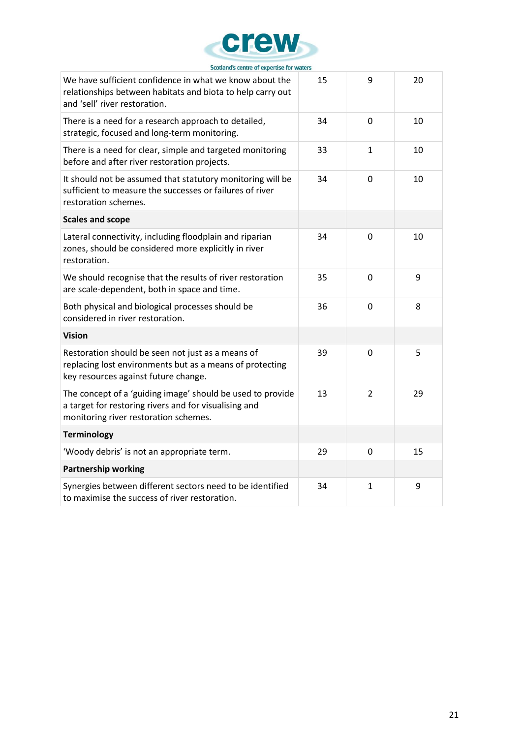| | | | |
|---|---|---|---|
| We have sufficient confidence in what we know about the relationships between habitats and biota to help carry out and 'sell' river restoration. | 15 | 9 | 20 |
| There is a need for a research approach to detailed, strategic, focused and long-term monitoring. | 34 | 0 | 10 |
| There is a need for clear, simple and targeted monitoring before and after river restoration projects. | 33 | 1 | 10 |
| It should not be assumed that statutory monitoring will be sufficient to measure the successes or failures of river restoration schemes. | 34 | 0 | 10 |
| **Scales and scope** | | | |
| Lateral connectivity, including floodplain and riparian zones, should be considered more explicitly in river restoration. | 34 | 0 | 10 |
| We should recognise that the results of river restoration are scale-dependent, both in space and time. | 35 | 0 | 9 |
| Both physical and biological processes should be considered in river restoration. | 36 | 0 | 8 |
| **Vision** | | | |
| Restoration should be seen not just as a means of replacing lost environments but as a means of protecting key resources against future change. | 39 | 0 | 5 |
| The concept of a 'guiding image' should be used to provide a target for restoring rivers and for visualising and monitoring river restoration schemes. | 13 | 2 | 29 |
| **Terminology** | | | |
| 'Woody debris' is not an appropriate term. | 29 | 0 | 15 |
| **Partnership working** | | | |
| Synergies between different sectors need to be identified to maximise the success of river restoration. | 34 | 1 | 9 |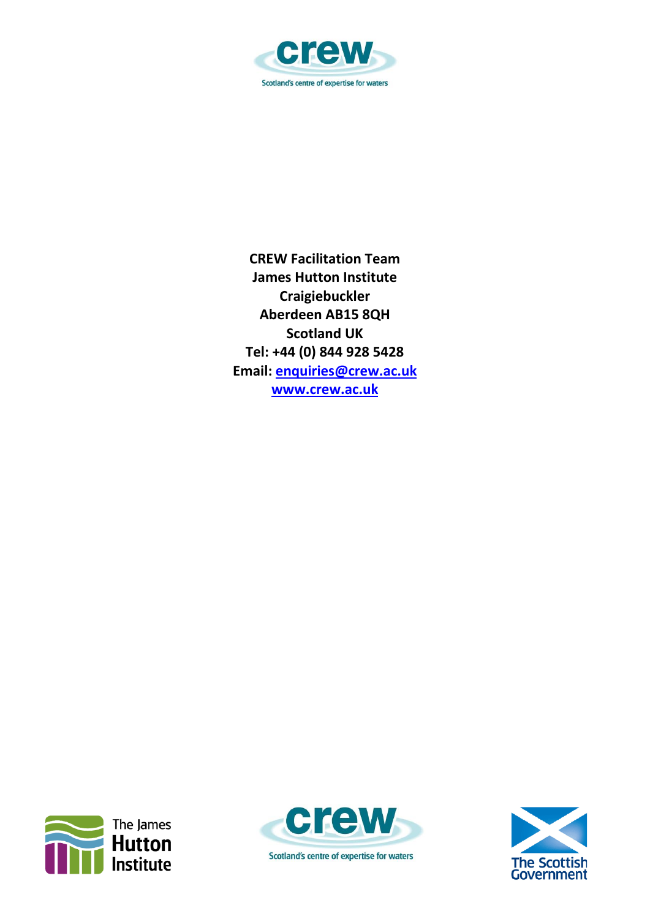**CREW Facilitation Team**
**James Hutton Institute**
**Craigiebuckler**
**Aberdeen AB15 8QH**
**Scotland UK**
**Tel: +44 (0) 844 928 5428**
**Email: enquiries@crew.ac.uk**
**www.crew.ac.uk**